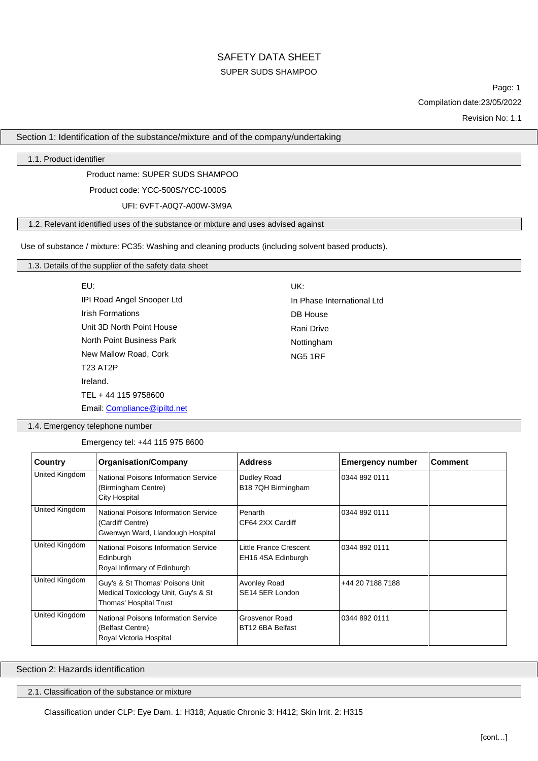# SAFETY DATA SHEET

SUPER SUDS SHAMPOO

Page: 1

Compilation date:23/05/2022

Revision No: 1.1

## Section 1: Identification of the substance/mixture and of the company/undertaking

### 1.1. Product identifier

Product name: SUPER SUDS SHAMPOO

Product code: YCC-500S/YCC-1000S

UFI: 6VFT-A0Q7-A00W-3M9A

### 1.2. Relevant identified uses of the substance or mixture and uses advised against

Use of substance / mixture: PC35: Washing and cleaning products (including solvent based products).

### 1.3. Details of the supplier of the safety data sheet

EU:
IPI Road Angel Snooper Ltd
Irish Formations
Unit 3D North Point House
North Point Business Park
New Mallow Road, Cork
T23 AT2P
Ireland.
TEL + 44 115 9758600
Email: Compliance@ipiltd.net

UK:
In Phase International Ltd
DB House
Rani Drive
Nottingham
NG5 1RF

### 1.4. Emergency telephone number

Emergency tel: +44 115 975 8600

| Country | Organisation/Company | Address | Emergency number | Comment |
|---|---|---|---|---|
| United Kingdom | National Poisons Information Service (Birmingham Centre) City Hospital | Dudley Road B18 7QH Birmingham | 0344 892 0111 | |
| United Kingdom | National Poisons Information Service (Cardiff Centre) Gwenwyn Ward, Llandough Hospital | Penarth CF64 2XX Cardiff | 0344 892 0111 | |
| United Kingdom | National Poisons Information Service Edinburgh Royal Infirmary of Edinburgh | Little France Crescent EH16 4SA Edinburgh | 0344 892 0111 | |
| United Kingdom | Guy's & St Thomas' Poisons Unit Medical Toxicology Unit, Guy's & St Thomas' Hospital Trust | Avonley Road SE14 5ER London | +44 20 7188 7188 | |
| United Kingdom | National Poisons Information Service (Belfast Centre) Royal Victoria Hospital | Grosvenor Road BT12 6BA Belfast | 0344 892 0111 | |

## Section 2: Hazards identification

### 2.1. Classification of the substance or mixture

Classification under CLP: Eye Dam. 1: H318; Aquatic Chronic 3: H412; Skin Irrit. 2: H315

[cont…]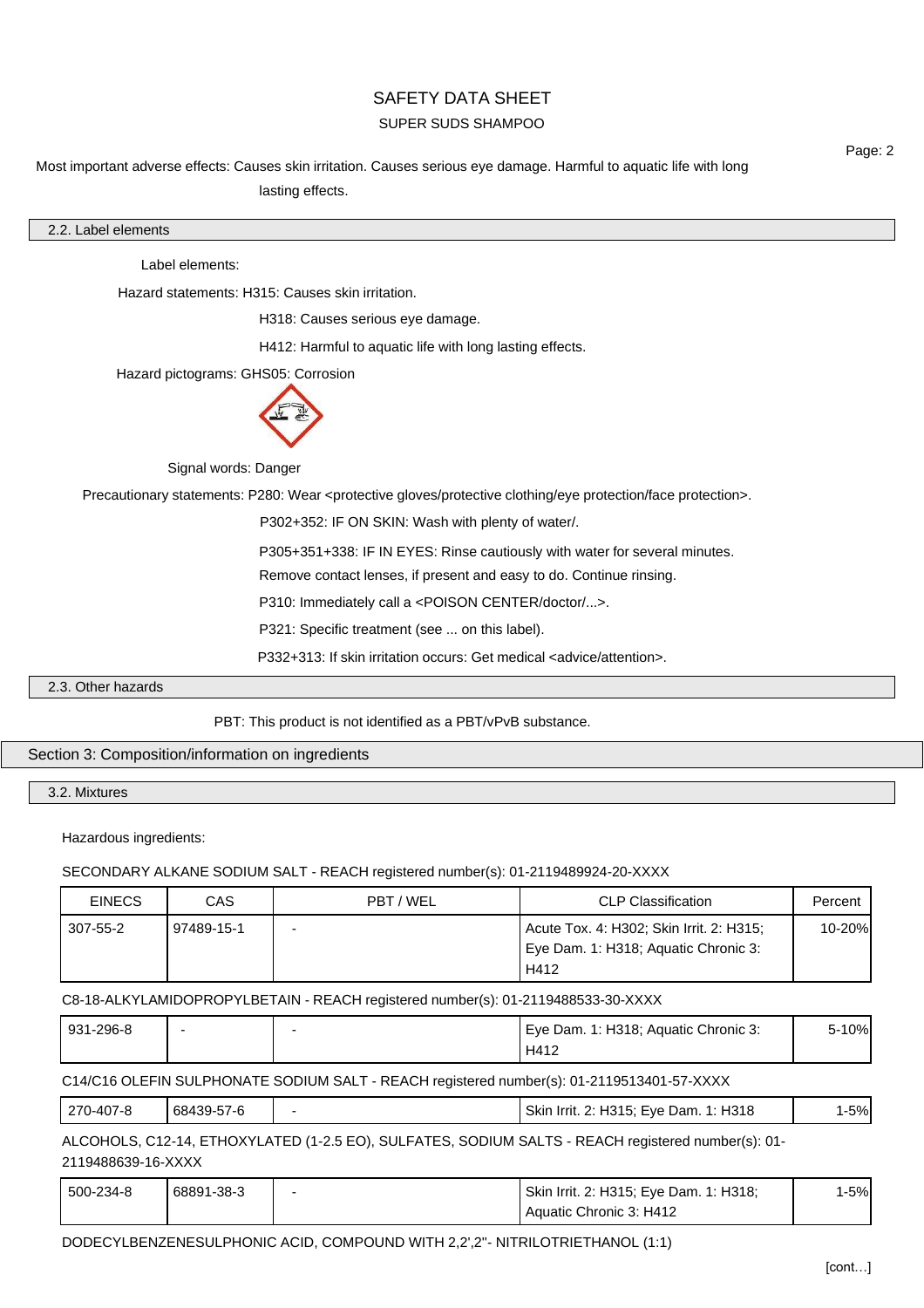Most important adverse effects: Causes skin irritation. Causes serious eye damage. Harmful to aquatic life with long lasting effects.

## 2.2. Label elements

Label elements:

Hazard statements: H315: Causes skin irritation.

H318: Causes serious eye damage.

H412: Harmful to aquatic life with long lasting effects.

Hazard pictograms: GHS05: Corrosion

Signal words: Danger

Precautionary statements: P280: Wear <protective gloves/protective clothing/eye protection/face protection>.

P302+352: IF ON SKIN: Wash with plenty of water/.

P305+351+338: IF IN EYES: Rinse cautiously with water for several minutes. Remove contact lenses, if present and easy to do. Continue rinsing.

P310: Immediately call a <POISON CENTER/doctor/...>.

P321: Specific treatment (see ... on this label).

P332+313: If skin irritation occurs: Get medical <advice/attention>.

## 2.3. Other hazards

PBT: This product is not identified as a PBT/vPvB substance.

# Section 3: Composition/information on ingredients

## 3.2. Mixtures

Hazardous ingredients:

SECONDARY ALKANE SODIUM SALT - REACH registered number(s): 01-2119489924-20-XXXX

| EINECS | CAS | PBT / WEL | CLP Classification | Percent |
|---|---|---|---|---|
| 307-55-2 | 97489-15-1 | - | Acute Tox. 4: H302; Skin Irrit. 2: H315; Eye Dam. 1: H318; Aquatic Chronic 3: H412 | 10-20% |

C8-18-ALKYLAMIDOPROPYLBETAIN - REACH registered number(s): 01-2119488533-30-XXXX

| EINECS | CAS | PBT / WEL | CLP Classification | Percent |
|---|---|---|---|---|
| 931-296-8 | - | - | Eye Dam. 1: H318; Aquatic Chronic 3: H412 | 5-10% |

C14/C16 OLEFIN SULPHONATE SODIUM SALT - REACH registered number(s): 01-2119513401-57-XXXX

| EINECS | CAS | PBT / WEL | CLP Classification | Percent |
|---|---|---|---|---|
| 270-407-8 | 68439-57-6 | - | Skin Irrit. 2: H315; Eye Dam. 1: H318 | 1-5% |

ALCOHOLS, C12-14, ETHOXYLATED (1-2.5 EO), SULFATES, SODIUM SALTS - REACH registered number(s): 01-2119488639-16-XXXX

| EINECS | CAS | PBT / WEL | CLP Classification | Percent |
|---|---|---|---|---|
| 500-234-8 | 68891-38-3 | - | Skin Irrit. 2: H315; Eye Dam. 1: H318; Aquatic Chronic 3: H412 | 1-5% |

DODECYLBENZENESULPHONIC ACID, COMPOUND WITH 2,2',2''- NITRILOTRIETHANOL (1:1)

[cont...]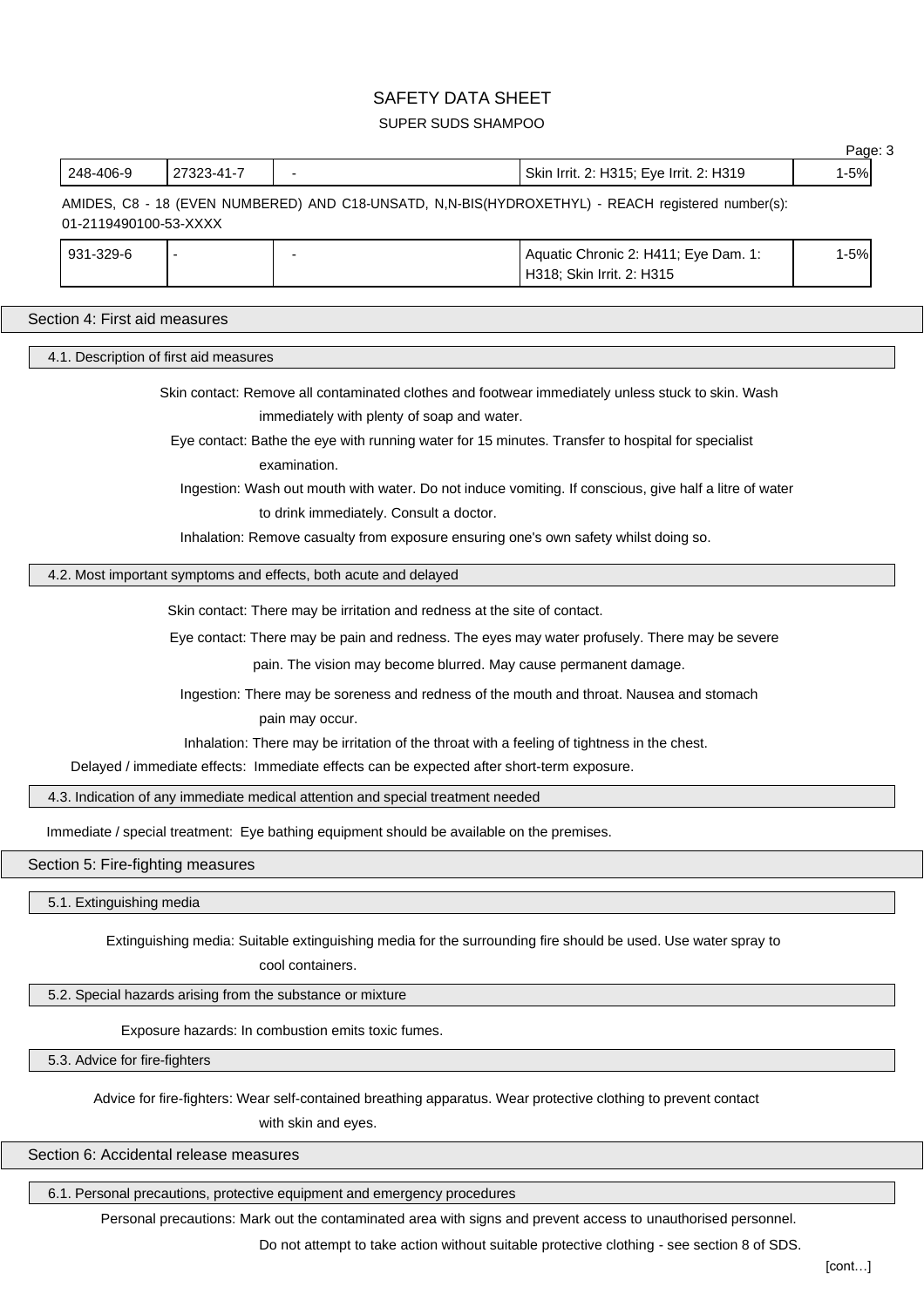| 248-406-9 | 27323-41-7 | - | Skin Irrit. 2: H315; Eye Irrit. 2: H319 | 1-5% |
|---|---|---|---|---|

AMIDES, C8 - 18 (EVEN NUMBERED) AND C18-UNSATD, N,N-BIS(HYDROXETHYL) - REACH registered number(s): 01-2119490100-53-XXXX

| 931-329-6 | - | - | Aquatic Chronic 2: H411; Eye Dam. 1: H318; Skin Irrit. 2: H315 | 1-5% |
|---|---|---|---|---|

## Section 4: First aid measures

### 4.1. Description of first aid measures

**Skin contact:** Remove all contaminated clothes and footwear immediately unless stuck to skin. Wash immediately with plenty of soap and water.

**Eye contact:** Bathe the eye with running water for 15 minutes. Transfer to hospital for specialist examination.

**Ingestion:** Wash out mouth with water. Do not induce vomiting. If conscious, give half a litre of water to drink immediately. Consult a doctor.

**Inhalation:** Remove casualty from exposure ensuring one's own safety whilst doing so.

### 4.2. Most important symptoms and effects, both acute and delayed

**Skin contact:** There may be irritation and redness at the site of contact.

**Eye contact:** There may be pain and redness. The eyes may water profusely. There may be severe pain. The vision may become blurred. May cause permanent damage.

**Ingestion:** There may be soreness and redness of the mouth and throat. Nausea and stomach pain may occur.

**Inhalation:** There may be irritation of the throat with a feeling of tightness in the chest.

**Delayed / immediate effects:** Immediate effects can be expected after short-term exposure.

### 4.3. Indication of any immediate medical attention and special treatment needed

**Immediate / special treatment:** Eye bathing equipment should be available on the premises.

## Section 5: Fire-fighting measures

### 5.1. Extinguishing media

**Extinguishing media:** Suitable extinguishing media for the surrounding fire should be used. Use water spray to cool containers.

### 5.2. Special hazards arising from the substance or mixture

**Exposure hazards:** In combustion emits toxic fumes.

### 5.3. Advice for fire-fighters

**Advice for fire-fighters:** Wear self-contained breathing apparatus. Wear protective clothing to prevent contact with skin and eyes.

## Section 6: Accidental release measures

### 6.1. Personal precautions, protective equipment and emergency procedures

**Personal precautions:** Mark out the contaminated area with signs and prevent access to unauthorised personnel. Do not attempt to take action without suitable protective clothing - see section 8 of SDS.

[cont…]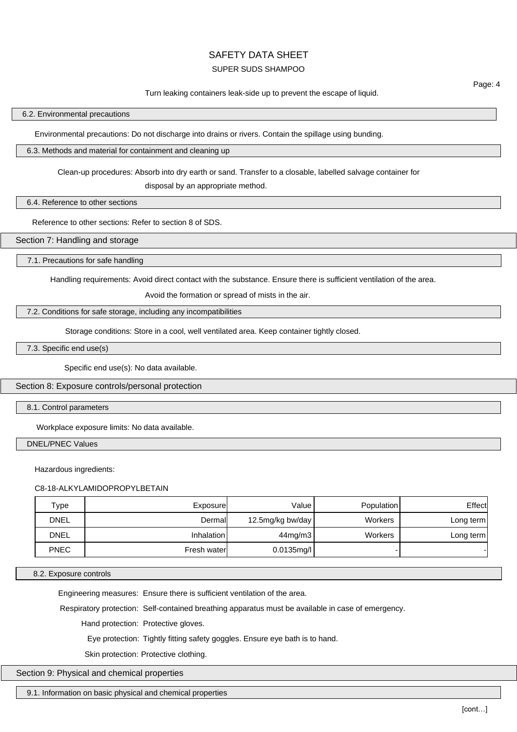Turn leaking containers leak-side up to prevent the escape of liquid.

### 6.2. Environmental precautions

Environmental precautions: Do not discharge into drains or rivers. Contain the spillage using bunding.

### 6.3. Methods and material for containment and cleaning up

Clean-up procedures: Absorb into dry earth or sand. Transfer to a closable, labelled salvage container for disposal by an appropriate method.

### 6.4. Reference to other sections

Reference to other sections: Refer to section 8 of SDS.

## Section 7: Handling and storage

### 7.1. Precautions for safe handling

Handling requirements: Avoid direct contact with the substance. Ensure there is sufficient ventilation of the area. Avoid the formation or spread of mists in the air.

### 7.2. Conditions for safe storage, including any incompatibilities

Storage conditions: Store in a cool, well ventilated area. Keep container tightly closed.

### 7.3. Specific end use(s)

Specific end use(s): No data available.

## Section 8: Exposure controls/personal protection

### 8.1. Control parameters

Workplace exposure limits: No data available.

### DNEL/PNEC Values

Hazardous ingredients:

C8-18-ALKYLAMIDOPROPYLBETAIN

| Type | Exposure | Value | Population | Effect |
| --- | --- | --- | --- | --- |
| DNEL | Dermal | 12.5mg/kg bw/day | Workers | Long term |
| DNEL | Inhalation | 44mg/m3 | Workers | Long term |
| PNEC | Fresh water | 0.0135mg/l | - | - |

### 8.2. Exposure controls

Engineering measures: Ensure there is sufficient ventilation of the area.

Respiratory protection: Self-contained breathing apparatus must be available in case of emergency.

Hand protection: Protective gloves.

Eye protection: Tightly fitting safety goggles. Ensure eye bath is to hand.

Skin protection: Protective clothing.

## Section 9: Physical and chemical properties

### 9.1. Information on basic physical and chemical properties

[cont…]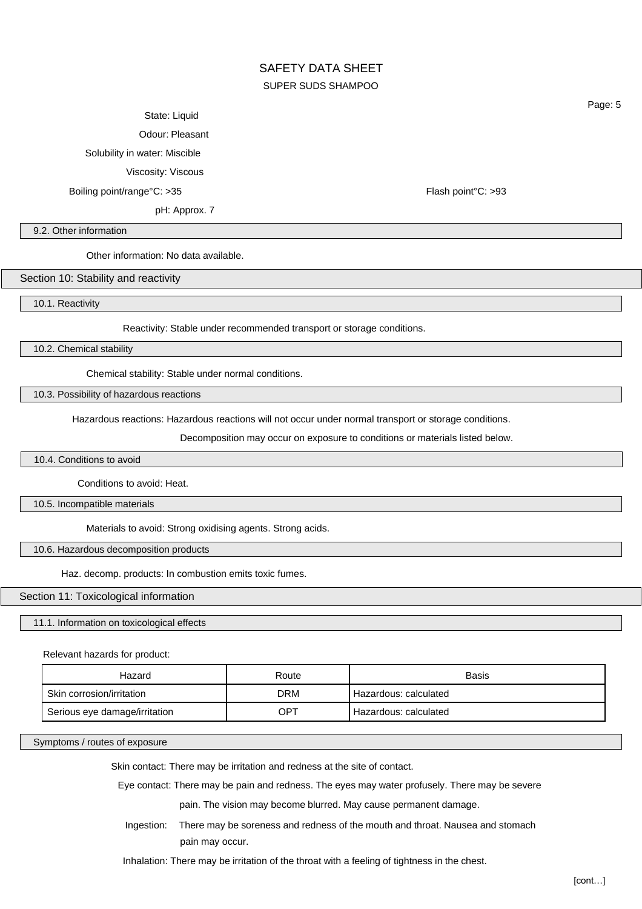State: Liquid

Odour: Pleasant

Solubility in water: Miscible

Viscosity: Viscous

Boiling point/range°C: >35

Flash point°C: >93

pH: Approx. 7

### 9.2. Other information

Other information: No data available.

## Section 10: Stability and reactivity

### 10.1. Reactivity

Reactivity: Stable under recommended transport or storage conditions.

### 10.2. Chemical stability

Chemical stability: Stable under normal conditions.

### 10.3. Possibility of hazardous reactions

Hazardous reactions: Hazardous reactions will not occur under normal transport or storage conditions.

Decomposition may occur on exposure to conditions or materials listed below.

### 10.4. Conditions to avoid

Conditions to avoid: Heat.

### 10.5. Incompatible materials

Materials to avoid: Strong oxidising agents. Strong acids.

### 10.6. Hazardous decomposition products

Haz. decomp. products: In combustion emits toxic fumes.

## Section 11: Toxicological information

### 11.1. Information on toxicological effects

Relevant hazards for product:

| Hazard | Route | Basis |
|---|---|---|
| Skin corrosion/irritation | DRM | Hazardous: calculated |
| Serious eye damage/irritation | OPT | Hazardous: calculated |

### Symptoms / routes of exposure

Skin contact: There may be irritation and redness at the site of contact.

Eye contact: There may be pain and redness. The eyes may water profusely. There may be severe pain. The vision may become blurred. May cause permanent damage.

Ingestion: There may be soreness and redness of the mouth and throat. Nausea and stomach pain may occur.

Inhalation: There may be irritation of the throat with a feeling of tightness in the chest.

[cont…]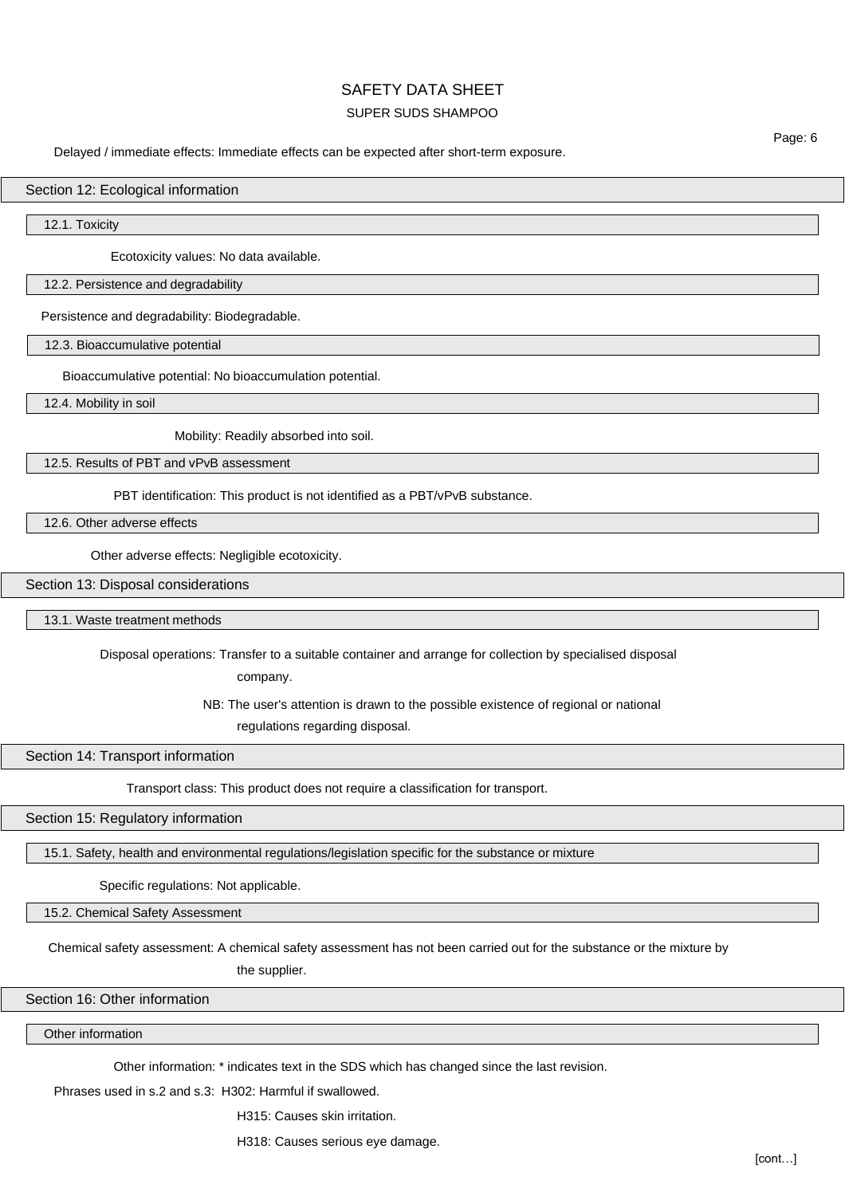Delayed / immediate effects: Immediate effects can be expected after short-term exposure.

## Section 12: Ecological information

### 12.1. Toxicity

Ecotoxicity values: No data available.

### 12.2. Persistence and degradability

Persistence and degradability: Biodegradable.

### 12.3. Bioaccumulative potential

Bioaccumulative potential: No bioaccumulation potential.

### 12.4. Mobility in soil

Mobility: Readily absorbed into soil.

### 12.5. Results of PBT and vPvB assessment

PBT identification: This product is not identified as a PBT/vPvB substance.

### 12.6. Other adverse effects

Other adverse effects: Negligible ecotoxicity.

## Section 13: Disposal considerations

### 13.1. Waste treatment methods

Disposal operations: Transfer to a suitable container and arrange for collection by specialised disposal company.

NB: The user's attention is drawn to the possible existence of regional or national regulations regarding disposal.

## Section 14: Transport information

Transport class: This product does not require a classification for transport.

## Section 15: Regulatory information

### 15.1. Safety, health and environmental regulations/legislation specific for the substance or mixture

Specific regulations: Not applicable.

### 15.2. Chemical Safety Assessment

Chemical safety assessment: A chemical safety assessment has not been carried out for the substance or the mixture by the supplier.

## Section 16: Other information

### Other information

Other information: * indicates text in the SDS which has changed since the last revision.

Phrases used in s.2 and s.3: H302: Harmful if swallowed.

H315: Causes skin irritation.

H318: Causes serious eye damage.

[cont…]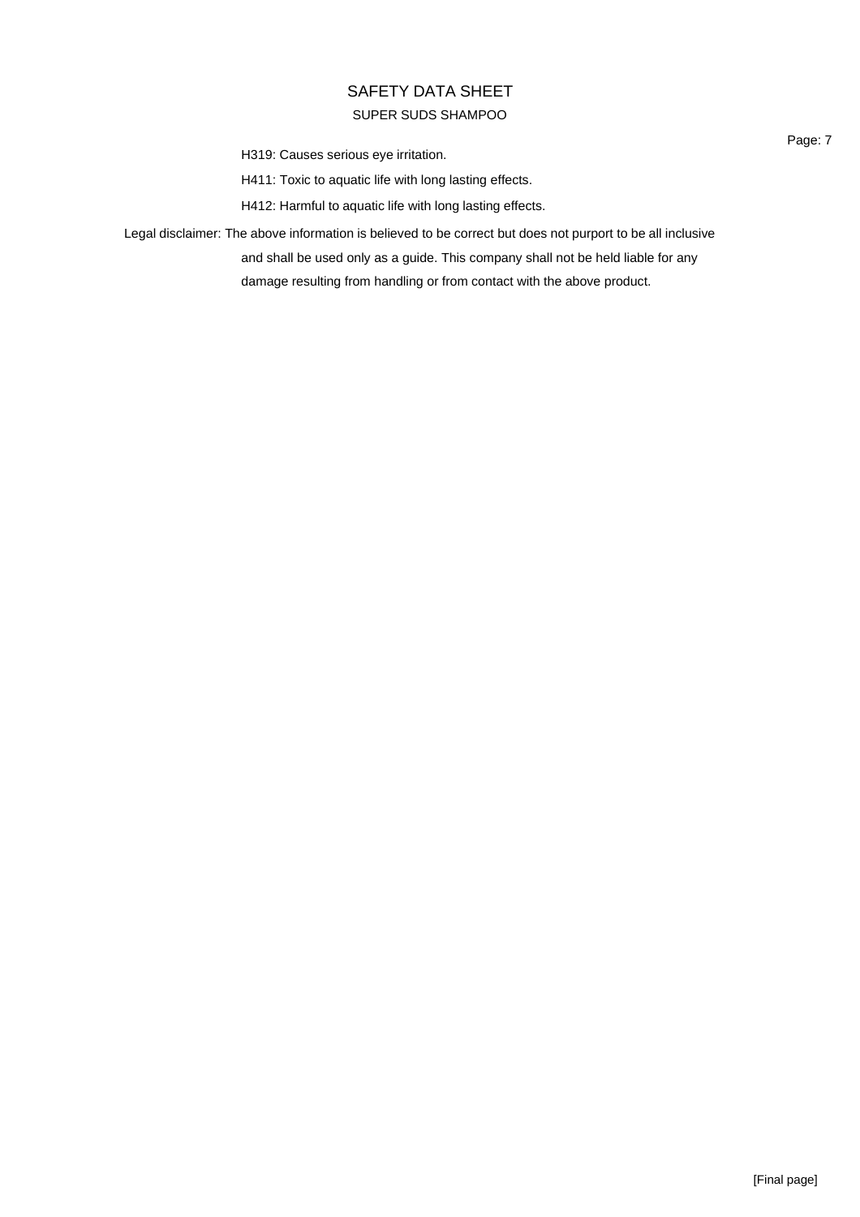H319: Causes serious eye irritation.

H411: Toxic to aquatic life with long lasting effects.

H412: Harmful to aquatic life with long lasting effects.

Legal disclaimer: The above information is believed to be correct but does not purport to be all inclusive and shall be used only as a guide. This company shall not be held liable for any damage resulting from handling or from contact with the above product.

[Final page]